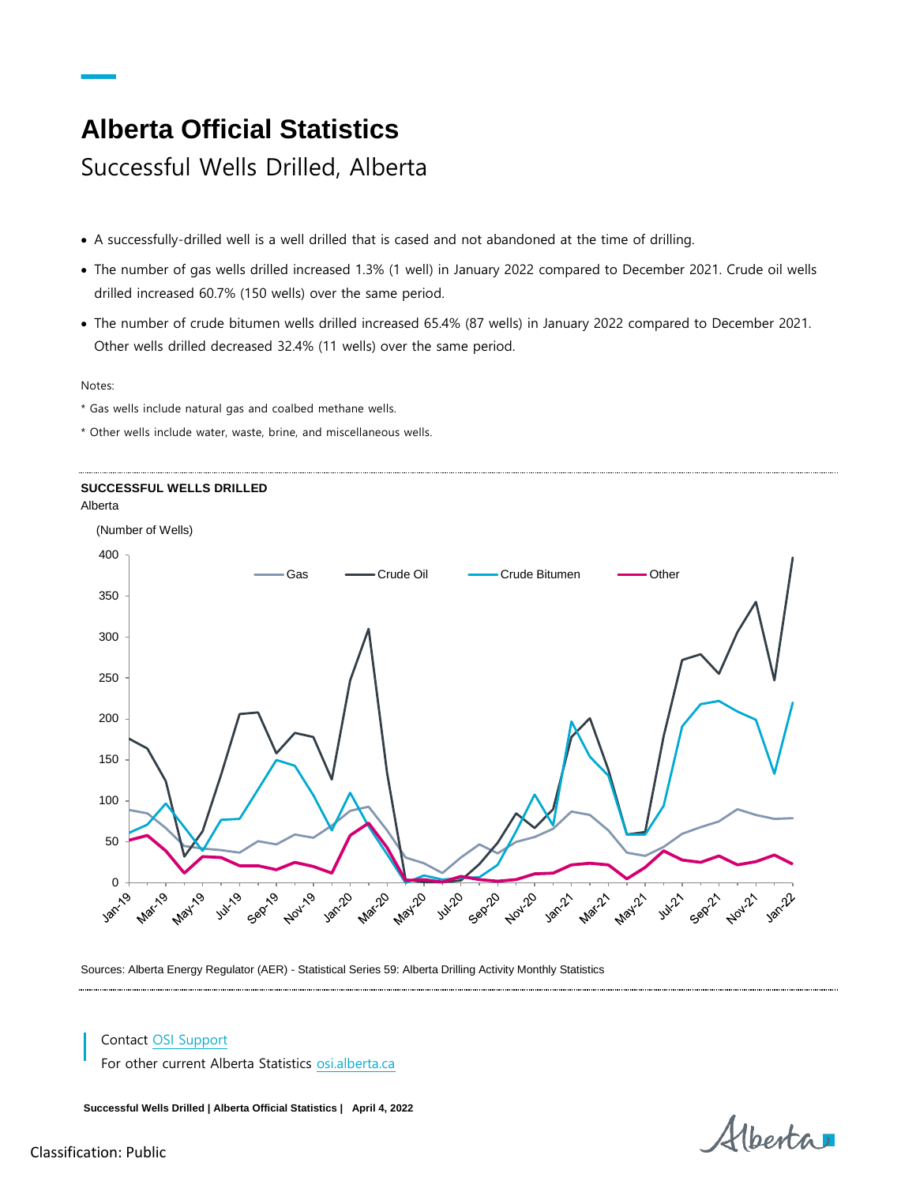# Alberta Official Statistics

## Successful Wells Drilled, Alberta

- A successfully-drilled well is a well drilled that is cased and not abandoned at the time of drilling.
- The number of gas wells drilled increased 1.3% (1 well) in January 2022 compared to December 2021. Crude oil wells drilled increased 60.7% (150 wells) over the same period.
- The number of crude bitumen wells drilled increased 65.4% (87 wells) in January 2022 compared to December 2021. Other wells drilled decreased 32.4% (11 wells) over the same period.

Notes:

* Gas wells include natural gas and coalbed methane wells.

* Other wells include water, waste, brine, and miscellaneous wells.

**SUCCESSFUL WELLS DRILLED**

Alberta

(Number of Wells)

Gas, Crude Oil, Crude Bitumen, Other

Sources: Alberta Energy Regulator (AER) - Statistical Series 59: Alberta Drilling Activity Monthly Statistics

Contact OSI Support

For other current Alberta Statistics osi.alberta.ca

Classification: Public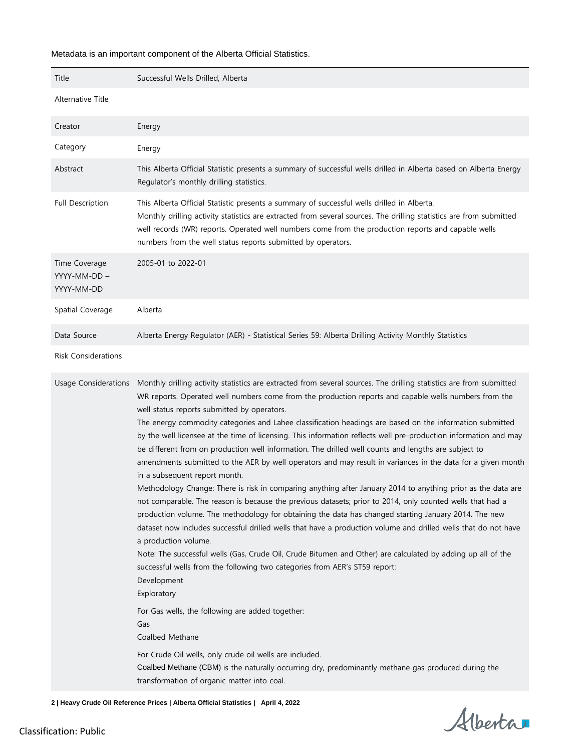Metadata is an important component of the Alberta Official Statistics.

| | |
|---|---|
| Title | Successful Wells Drilled, Alberta |
| Alternative Title | |
| Creator | Energy |
| Category | Energy |
| Abstract | This Alberta Official Statistic presents a summary of successful wells drilled in Alberta based on Alberta Energy Regulator's monthly drilling statistics. |
| Full Description | This Alberta Official Statistic presents a summary of successful wells drilled in Alberta.<br>Monthly drilling activity statistics are extracted from several sources. The drilling statistics are from submitted well records (WR) reports. Operated well numbers come from the production reports and capable wells numbers from the well status reports submitted by operators. |
| Time Coverage YYYY-MM-DD – YYYY-MM-DD | 2005-01 to 2022-01 |
| Spatial Coverage | Alberta |
| Data Source | Alberta Energy Regulator (AER) - Statistical Series 59: Alberta Drilling Activity Monthly Statistics |
| Risk Considerations | |
| Usage Considerations | Monthly drilling activity statistics are extracted from several sources. The drilling statistics are from submitted WR reports. Operated well numbers come from the production reports and capable wells numbers from the well status reports submitted by operators.<br>The energy commodity categories and Lahee classification headings are based on the information submitted by the well licensee at the time of licensing. This information reflects well pre-production information and may be different from on production well information. The drilled well counts and lengths are subject to amendments submitted to the AER by well operators and may result in variances in the data for a given month in a subsequent report month.<br>Methodology Change: There is risk in comparing anything after January 2014 to anything prior as the data are not comparable. The reason is because the previous datasets; prior to 2014, only counted wells that had a production volume. The methodology for obtaining the data has changed starting January 2014. The new dataset now includes successful drilled wells that have a production volume and drilled wells that do not have a production volume.<br>Note: The successful wells (Gas, Crude Oil, Crude Bitumen and Other) are calculated by adding up all of the successful wells from the following two categories from AER's ST59 report:<br>Development<br>Exploratory<br><br>For Gas wells, the following are added together:<br>Gas<br>Coalbed Methane<br><br>For Crude Oil wells, only crude oil wells are included.<br>Coalbed Methane (CBM) is the naturally occurring dry, predominantly methane gas produced during the transformation of organic matter into coal. |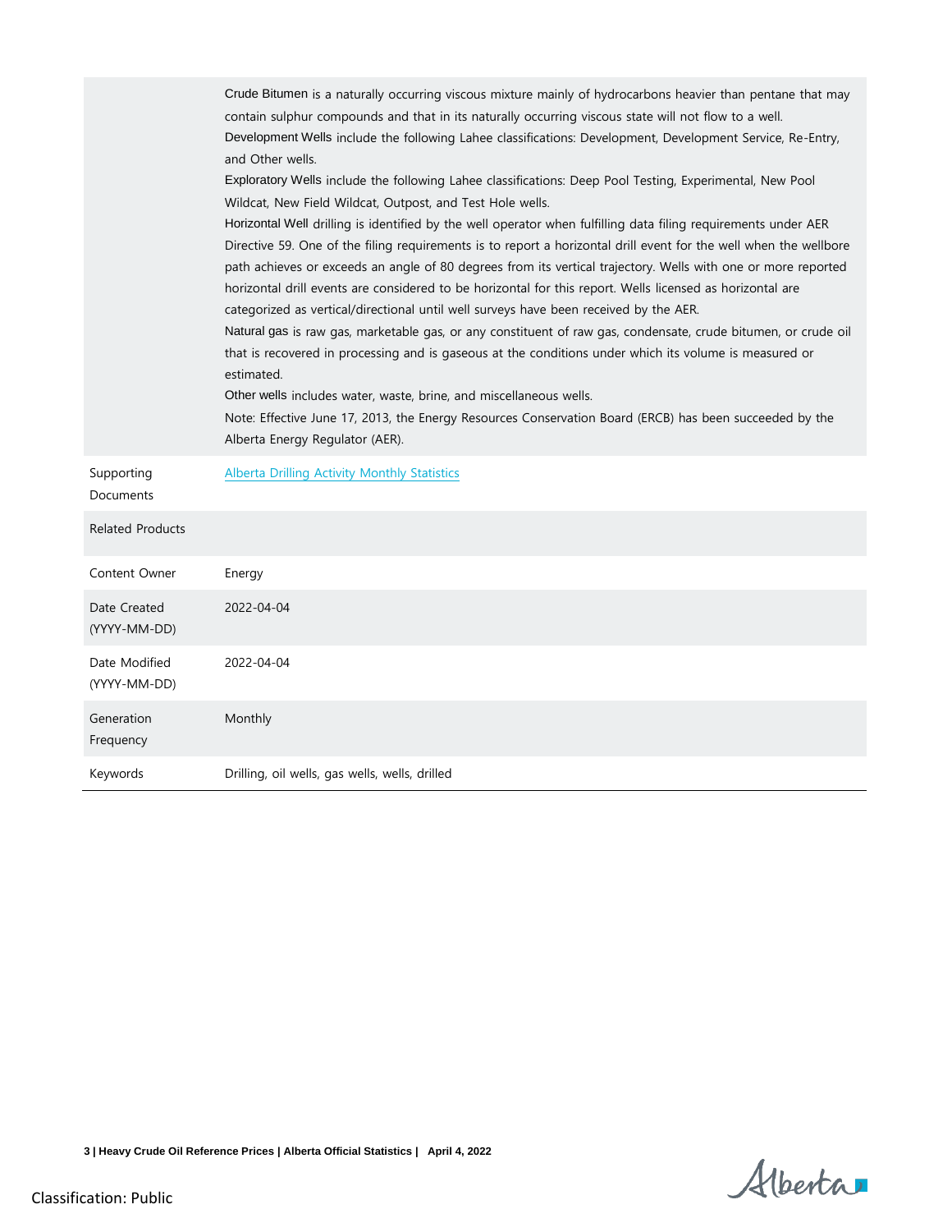| | |
|---|---|
| | **Crude Bitumen** is a naturally occurring viscous mixture mainly of hydrocarbons heavier than pentane that may contain sulphur compounds and that in its naturally occurring viscous state will not flow to a well.<br>**Development Wells** include the following Lahee classifications: Development, Development Service, Re-Entry, and Other wells.<br>**Exploratory Wells** include the following Lahee classifications: Deep Pool Testing, Experimental, New Pool Wildcat, New Field Wildcat, Outpost, and Test Hole wells.<br>**Horizontal Well** drilling is identified by the well operator when fulfilling data filing requirements under AER Directive 59. One of the filing requirements is to report a horizontal drill event for the well when the wellbore path achieves or exceeds an angle of 80 degrees from its vertical trajectory. Wells with one or more reported horizontal drill events are considered to be horizontal for this report. Wells licensed as horizontal are categorized as vertical/directional until well surveys have been received by the AER.<br>**Natural gas** is raw gas, marketable gas, or any constituent of raw gas, condensate, crude bitumen, or crude oil that is recovered in processing and is gaseous at the conditions under which its volume is measured or estimated.<br>**Other wells** includes water, waste, brine, and miscellaneous wells.<br>Note: Effective June 17, 2013, the Energy Resources Conservation Board (ERCB) has been succeeded by the Alberta Energy Regulator (AER). |
| Supporting Documents | [Alberta Drilling Activity Monthly Statistics]() |
| Related Products | |
| Content Owner | Energy |
| Date Created (YYYY-MM-DD) | 2022-04-04 |
| Date Modified (YYYY-MM-DD) | 2022-04-04 |
| Generation Frequency | Monthly |
| Keywords | Drilling, oil wells, gas wells, wells, drilled |

Classification: Public